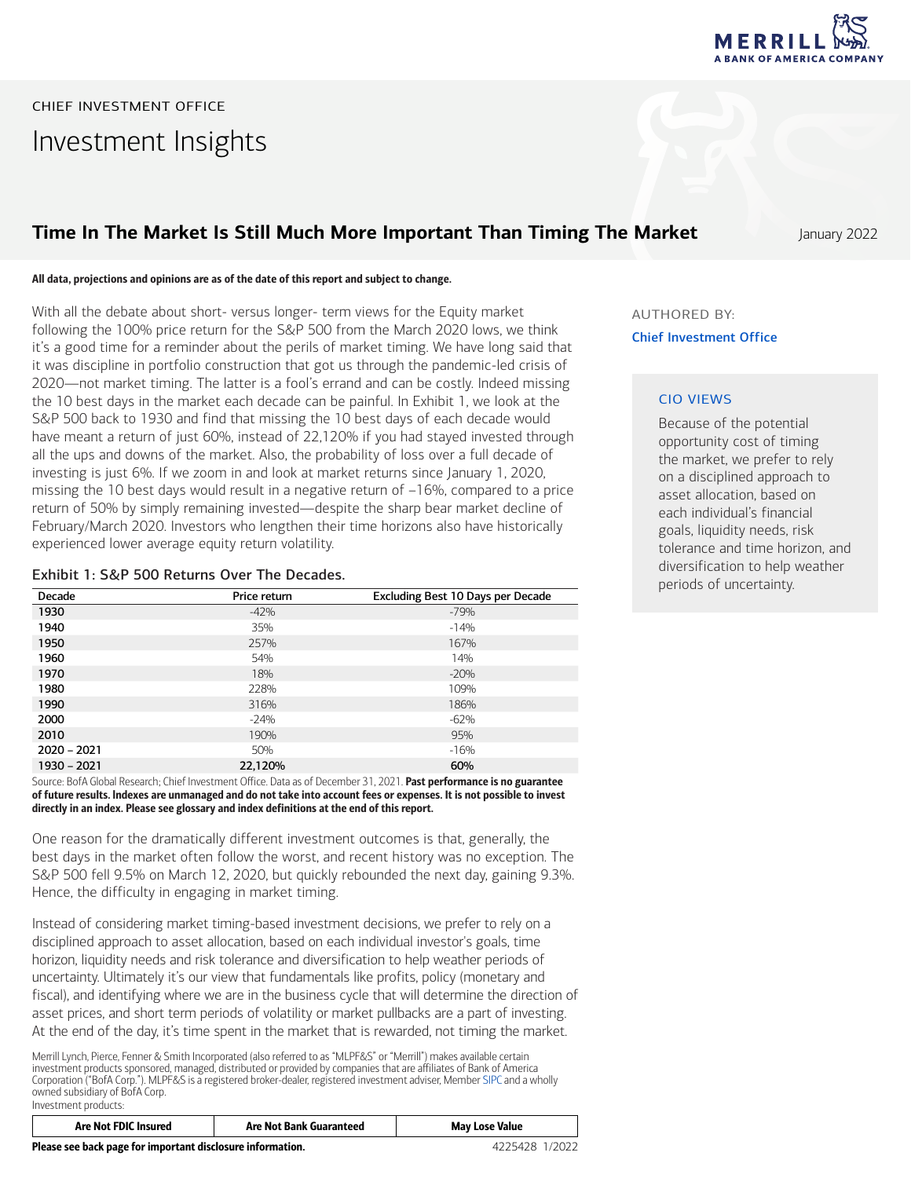CHIEF INVESTMENT OFFICE

# Investment Insights

## Time In The Market Is Still Much More Important Than Timing The Market

January 2022

**All data, projections and opinions are as of the date of this report and subject to change.**

With all the debate about short- versus longer- term views for the Equity market following the 100% price return for the S&P 500 from the March 2020 lows, we think it's a good time for a reminder about the perils of market timing. We have long said that it was discipline in portfolio construction that got us through the pandemic-led crisis of 2020—not market timing. The latter is a fool's errand and can be costly. Indeed missing the 10 best days in the market each decade can be painful. In Exhibit 1, we look at the S&P 500 back to 1930 and find that missing the 10 best days of each decade would have meant a return of just 60%, instead of 22,120% if you had stayed invested through all the ups and downs of the market. Also, the probability of loss over a full decade of investing is just 6%. If we zoom in and look at market returns since January 1, 2020, missing the 10 best days would result in a negative return of –16%, compared to a price return of 50% by simply remaining invested—despite the sharp bear market decline of February/March 2020. Investors who lengthen their time horizons also have historically experienced lower average equity return volatility.

### Exhibit 1: S&P 500 Returns Over The Decades.

| Decade | Price return | Excluding Best 10 Days per Decade |
|---|---|---|
| 1930 | -42% | -79% |
| 1940 | 35% | -14% |
| 1950 | 257% | 167% |
| 1960 | 54% | 14% |
| 1970 | 18% | -20% |
| 1980 | 228% | 109% |
| 1990 | 316% | 186% |
| 2000 | -24% | -62% |
| 2010 | 190% | 95% |
| 2020 – 2021 | 50% | -16% |
| 1930 – 2021 | **22,120%** | **60%** |

Source: BofA Global Research; Chief Investment Office. Data as of December 31, 2021. **Past performance is no guarantee of future results. Indexes are unmanaged and do not take into account fees or expenses. It is not possible to invest directly in an index. Please see glossary and index definitions at the end of this report.**

One reason for the dramatically different investment outcomes is that, generally, the best days in the market often follow the worst, and recent history was no exception. The S&P 500 fell 9.5% on March 12, 2020, but quickly rebounded the next day, gaining 9.3%. Hence, the difficulty in engaging in market timing.

Instead of considering market timing-based investment decisions, we prefer to rely on a disciplined approach to asset allocation, based on each individual investor's goals, time horizon, liquidity needs and risk tolerance and diversification to help weather periods of uncertainty. Ultimately it's our view that fundamentals like profits, policy (monetary and fiscal), and identifying where we are in the business cycle that will determine the direction of asset prices, and short term periods of volatility or market pullbacks are a part of investing. At the end of the day, it's time spent in the market that is rewarded, not timing the market.

AUTHORED BY:

**Chief Investment Office**

**CIO VIEWS**

Because of the potential opportunity cost of timing the market, we prefer to rely on a disciplined approach to asset allocation, based on each individual's financial goals, liquidity needs, risk tolerance and time horizon, and diversification to help weather periods of uncertainty.

Merrill Lynch, Pierce, Fenner & Smith Incorporated (also referred to as "MLPF&S" or "Merrill") makes available certain investment products sponsored, managed, distributed or provided by companies that are affiliates of Bank of America Corporation ("BofA Corp."). MLPF&S is a registered broker-dealer, registered investment adviser, Member SIPC and a wholly owned subsidiary of BofA Corp.

Investment products:

| Are Not FDIC Insured | Are Not Bank Guaranteed | May Lose Value |
|---|---|---|

**Please see back page for important disclosure information.**

4225428 1/2022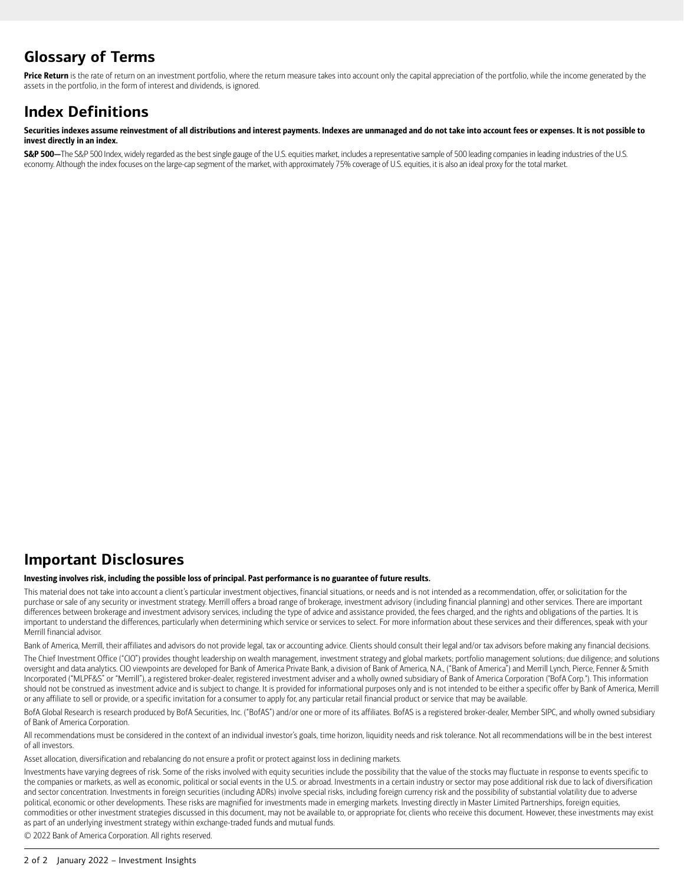## Glossary of Terms

**Price Return** is the rate of return on an investment portfolio, where the return measure takes into account only the capital appreciation of the portfolio, while the income generated by the assets in the portfolio, in the form of interest and dividends, is ignored.

## Index Definitions

**Securities indexes assume reinvestment of all distributions and interest payments. Indexes are unmanaged and do not take into account fees or expenses. It is not possible to invest directly in an index.**

**S&P 500**—The S&P 500 Index, widely regarded as the best single gauge of the U.S. equities market, includes a representative sample of 500 leading companies in leading industries of the U.S. economy. Although the index focuses on the large-cap segment of the market, with approximately 75% coverage of U.S. equities, it is also an ideal proxy for the total market.

## Important Disclosures

**Investing involves risk, including the possible loss of principal. Past performance is no guarantee of future results.**

This material does not take into account a client's particular investment objectives, financial situations, or needs and is not intended as a recommendation, offer, or solicitation for the purchase or sale of any security or investment strategy. Merrill offers a broad range of brokerage, investment advisory (including financial planning) and other services. There are important differences between brokerage and investment advisory services, including the type of advice and assistance provided, the fees charged, and the rights and obligations of the parties. It is important to understand the differences, particularly when determining which service or services to select. For more information about these services and their differences, speak with your Merrill financial advisor.

Bank of America, Merrill, their affiliates and advisors do not provide legal, tax or accounting advice. Clients should consult their legal and/or tax advisors before making any financial decisions.

The Chief Investment Office ("CIO") provides thought leadership on wealth management, investment strategy and global markets; portfolio management solutions; due diligence; and solutions oversight and data analytics. CIO viewpoints are developed for Bank of America Private Bank, a division of Bank of America, N.A., ("Bank of America") and Merrill Lynch, Pierce, Fenner & Smith Incorporated ("MLPF&S" or "Merrill"), a registered broker-dealer, registered investment adviser and a wholly owned subsidiary of Bank of America Corporation ("BofA Corp."). This information should not be construed as investment advice and is subject to change. It is provided for informational purposes only and is not intended to be either a specific offer by Bank of America, Merrill or any affiliate to sell or provide, or a specific invitation for a consumer to apply for, any particular retail financial product or service that may be available.

BofA Global Research is research produced by BofA Securities, Inc. ("BofAS") and/or one or more of its affiliates. BofAS is a registered broker-dealer, Member SIPC, and wholly owned subsidiary of Bank of America Corporation.

All recommendations must be considered in the context of an individual investor's goals, time horizon, liquidity needs and risk tolerance. Not all recommendations will be in the best interest of all investors.

Asset allocation, diversification and rebalancing do not ensure a profit or protect against loss in declining markets.

Investments have varying degrees of risk. Some of the risks involved with equity securities include the possibility that the value of the stocks may fluctuate in response to events specific to the companies or markets, as well as economic, political or social events in the U.S. or abroad. Investments in a certain industry or sector may pose additional risk due to lack of diversification and sector concentration. Investments in foreign securities (including ADRs) involve special risks, including foreign currency risk and the possibility of substantial volatility due to adverse political, economic or other developments. These risks are magnified for investments made in emerging markets. Investing directly in Master Limited Partnerships, foreign equities, commodities or other investment strategies discussed in this document, may not be available to, or appropriate for, clients who receive this document. However, these investments may exist as part of an underlying investment strategy within exchange-traded funds and mutual funds.

© 2022 Bank of America Corporation. All rights reserved.